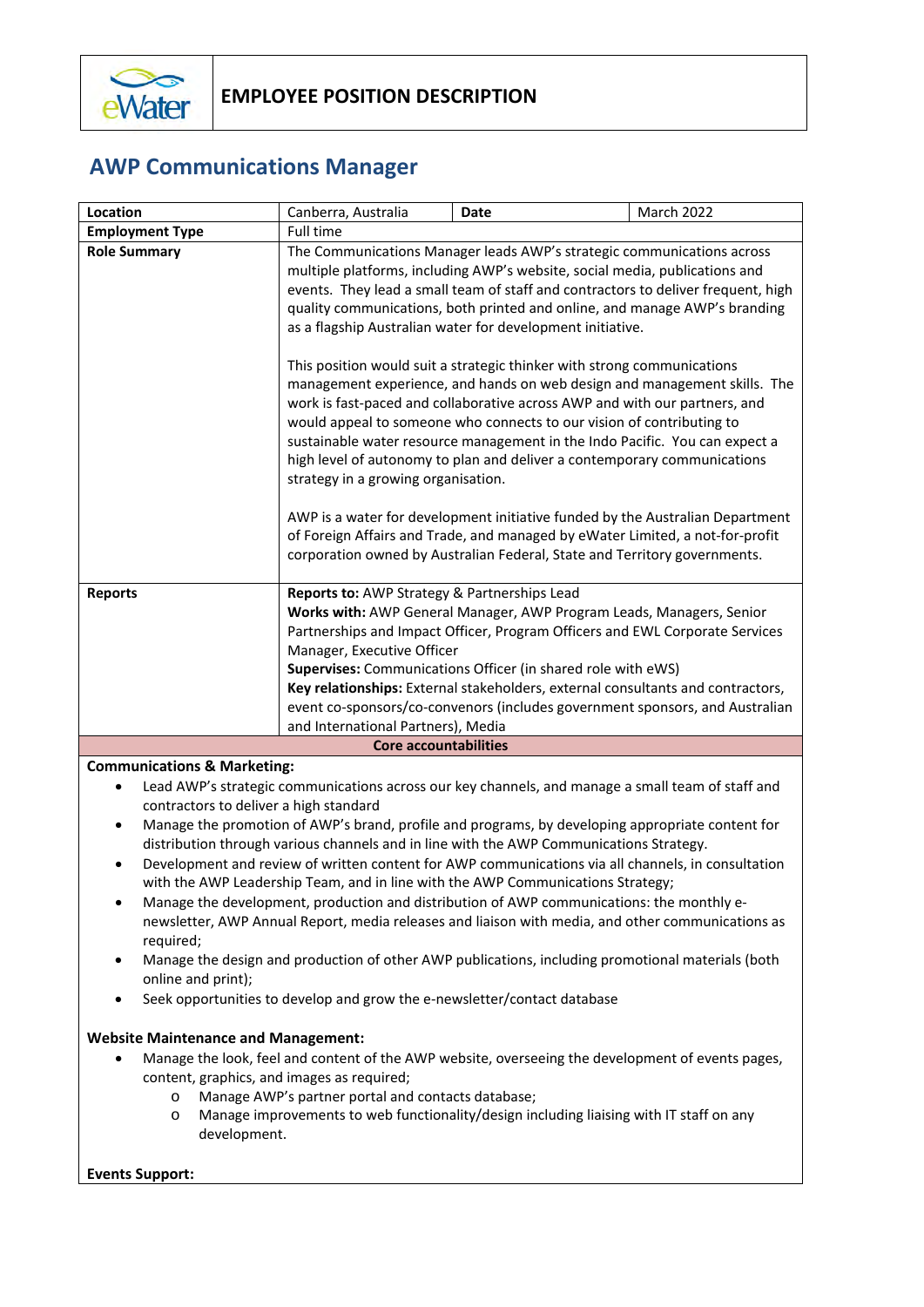eWater

# EMPLOYEE POSITION DESCRIPTION

## AWP Communications Manager

| **Location** | Canberra, Australia | **Date** | March 2022 |
|---|---|---|---|
| **Employment Type** | Full time | | |
| **Role Summary** | The Communications Manager leads AWP's strategic communications across multiple platforms, including AWP's website, social media, publications and events. They lead a small team of staff and contractors to deliver frequent, high quality communications, both printed and online, and manage AWP's branding as a flagship Australian water for development initiative.<br><br>This position would suit a strategic thinker with strong communications management experience, and hands on web design and management skills. The work is fast-paced and collaborative across AWP and with our partners, and would appeal to someone who connects to our vision of contributing to sustainable water resource management in the Indo Pacific. You can expect a high level of autonomy to plan and deliver a contemporary communications strategy in a growing organisation.<br><br>AWP is a water for development initiative funded by the Australian Department of Foreign Affairs and Trade, and managed by eWater Limited, a not-for-profit corporation owned by Australian Federal, State and Territory governments. | | |
| **Reports** | **Reports to:** AWP Strategy & Partnerships Lead<br>**Works with:** AWP General Manager, AWP Program Leads, Managers, Senior Partnerships and Impact Officer, Program Officers and EWL Corporate Services Manager, Executive Officer<br>**Supervises:** Communications Officer (in shared role with eWS)<br>**Key relationships:** External stakeholders, external consultants and contractors, event co-sponsors/co-convenors (includes government sponsors, and Australian and International Partners), Media | | |

### Core accountabilities

**Communications & Marketing:**

- Lead AWP's strategic communications across our key channels, and manage a small team of staff and contractors to deliver a high standard
- Manage the promotion of AWP's brand, profile and programs, by developing appropriate content for distribution through various channels and in line with the AWP Communications Strategy.
- Development and review of written content for AWP communications via all channels, in consultation with the AWP Leadership Team, and in line with the AWP Communications Strategy;
- Manage the development, production and distribution of AWP communications: the monthly e-newsletter, AWP Annual Report, media releases and liaison with media, and other communications as required;
- Manage the design and production of other AWP publications, including promotional materials (both online and print);
- Seek opportunities to develop and grow the e-newsletter/contact database

**Website Maintenance and Management:**

- Manage the look, feel and content of the AWP website, overseeing the development of events pages, content, graphics, and images as required;
    - Manage AWP's partner portal and contacts database;
    - Manage improvements to web functionality/design including liaising with IT staff on any development.

**Events Support:**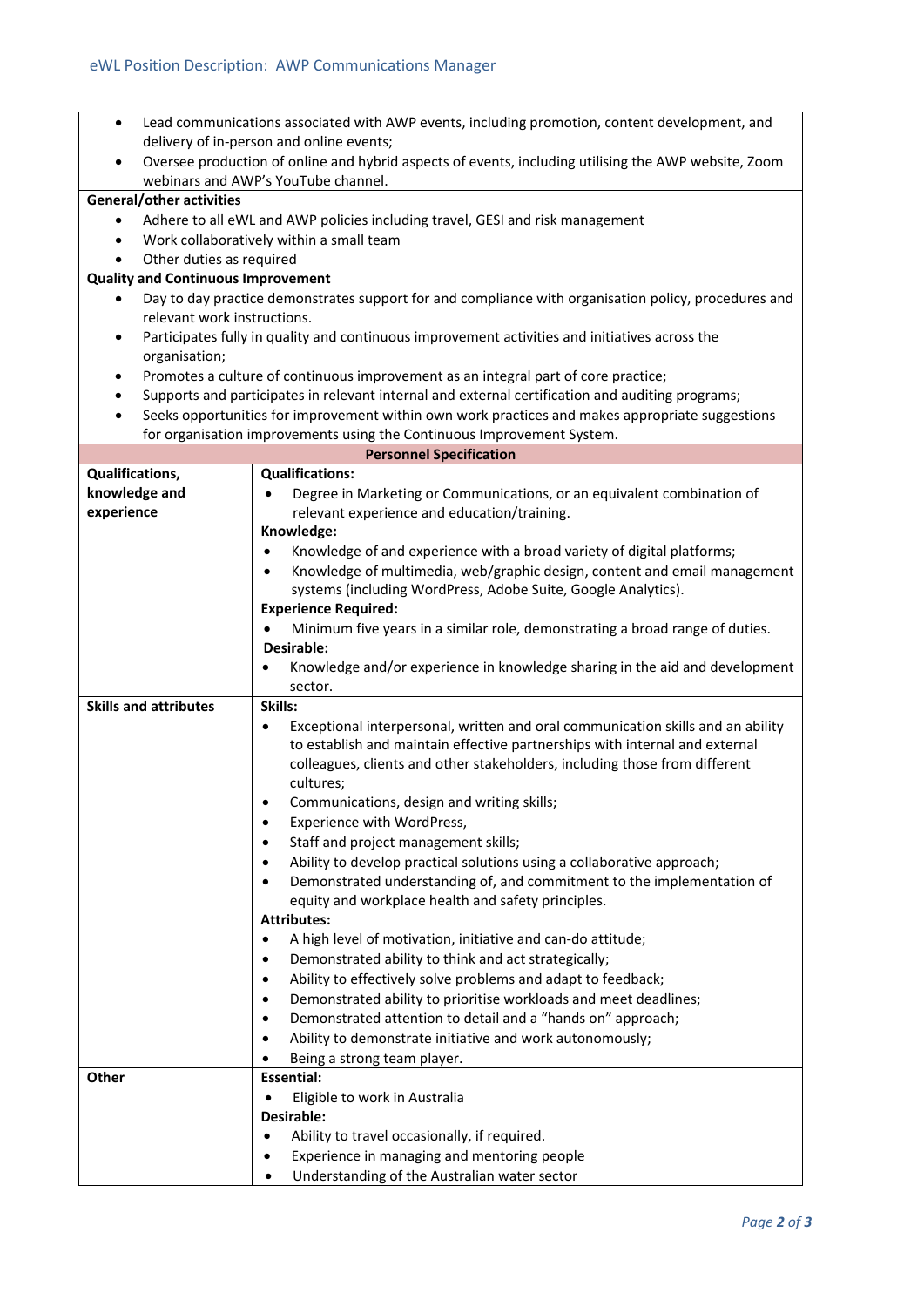- Lead communications associated with AWP events, including promotion, content development, and delivery of in-person and online events;
- Oversee production of online and hybrid aspects of events, including utilising the AWP website, Zoom webinars and AWP's YouTube channel.

**General/other activities**

- Adhere to all eWL and AWP policies including travel, GESI and risk management
- Work collaboratively within a small team
- Other duties as required

**Quality and Continuous Improvement**

- Day to day practice demonstrates support for and compliance with organisation policy, procedures and relevant work instructions.
- Participates fully in quality and continuous improvement activities and initiatives across the organisation;
- Promotes a culture of continuous improvement as an integral part of core practice;
- Supports and participates in relevant internal and external certification and auditing programs;
- Seeks opportunities for improvement within own work practices and makes appropriate suggestions for organisation improvements using the Continuous Improvement System.

## Personnel Specification

| | |
|---|---|
| **Qualifications, knowledge and experience** | **Qualifications:**<br>• Degree in Marketing or Communications, or an equivalent combination of relevant experience and education/training.<br>**Knowledge:**<br>• Knowledge of and experience with a broad variety of digital platforms;<br>• Knowledge of multimedia, web/graphic design, content and email management systems (including WordPress, Adobe Suite, Google Analytics).<br>**Experience Required:**<br>• Minimum five years in a similar role, demonstrating a broad range of duties.<br>**Desirable:**<br>• Knowledge and/or experience in knowledge sharing in the aid and development sector. |
| **Skills and attributes** | **Skills:**<br>• Exceptional interpersonal, written and oral communication skills and an ability to establish and maintain effective partnerships with internal and external colleagues, clients and other stakeholders, including those from different cultures;<br>• Communications, design and writing skills;<br>• Experience with WordPress,<br>• Staff and project management skills;<br>• Ability to develop practical solutions using a collaborative approach;<br>• Demonstrated understanding of, and commitment to the implementation of equity and workplace health and safety principles.<br>**Attributes:**<br>• A high level of motivation, initiative and can-do attitude;<br>• Demonstrated ability to think and act strategically;<br>• Ability to effectively solve problems and adapt to feedback;<br>• Demonstrated ability to prioritise workloads and meet deadlines;<br>• Demonstrated attention to detail and a "hands on" approach;<br>• Ability to demonstrate initiative and work autonomously;<br>• Being a strong team player. |
| **Other** | **Essential:**<br>• Eligible to work in Australia<br>**Desirable:**<br>• Ability to travel occasionally, if required.<br>• Experience in managing and mentoring people<br>• Understanding of the Australian water sector |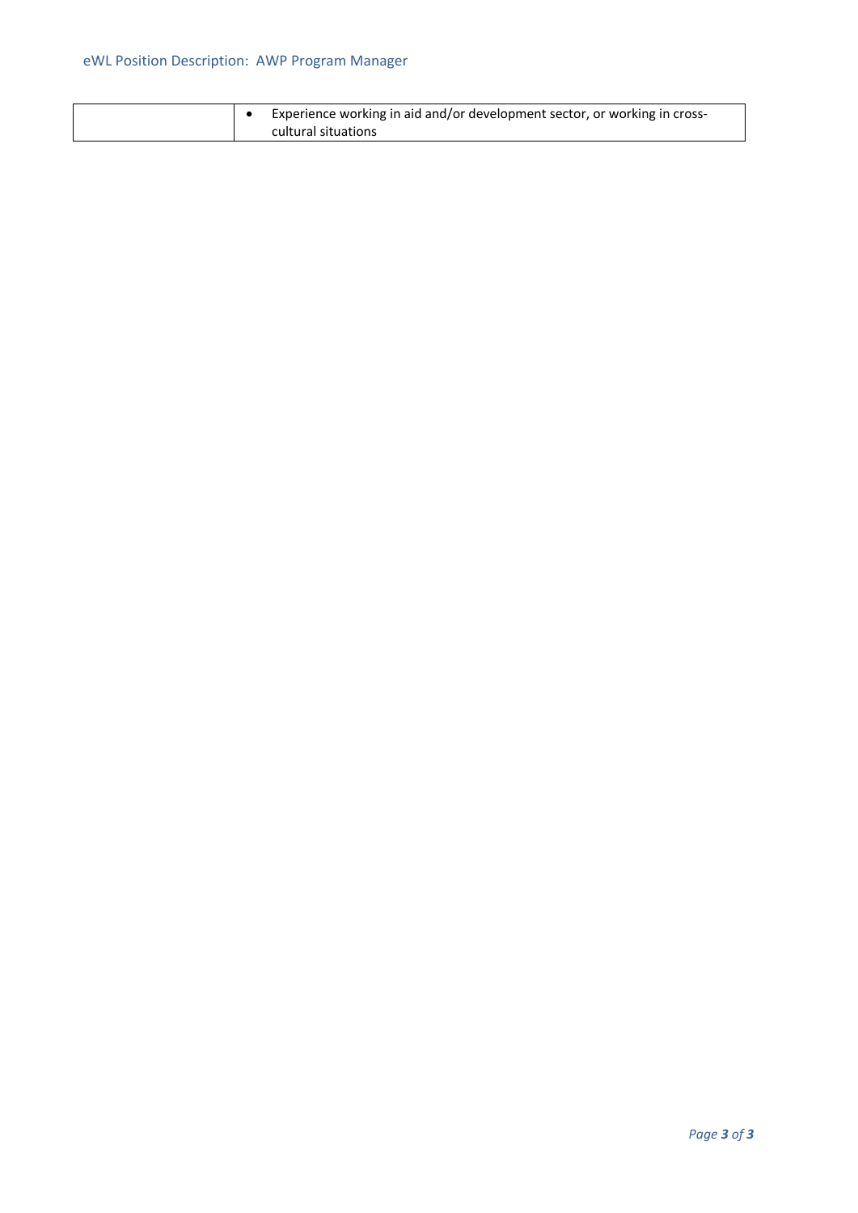| | |
|---|---|
| | • Experience working in aid and/or development sector, or working in cross-cultural situations |